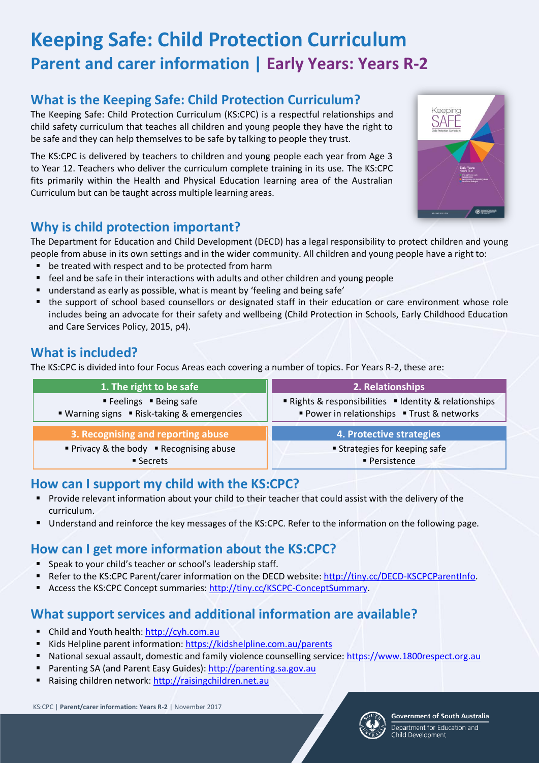# Keeping Safe: Child Protection Curriculum

## Parent and carer information | Early Years: Years R-2

## What is the Keeping Safe: Child Protection Curriculum?

The Keeping Safe: Child Protection Curriculum (KS:CPC) is a respectful relationships and child safety curriculum that teaches all children and young people they have the right to be safe and they can help themselves to be safe by talking to people they trust.

The KS:CPC is delivered by teachers to children and young people each year from Age 3 to Year 12. Teachers who deliver the curriculum complete training in its use. The KS:CPC fits primarily within the Health and Physical Education learning area of the Australian Curriculum but can be taught across multiple learning areas.

## Why is child protection important?

The Department for Education and Child Development (DECD) has a legal responsibility to protect children and young people from abuse in its own settings and in the wider community. All children and young people have a right to:

- be treated with respect and to be protected from harm
- feel and be safe in their interactions with adults and other children and young people
- understand as early as possible, what is meant by 'feeling and being safe'
- the support of school based counsellors or designated staff in their education or care environment whose role includes being an advocate for their safety and wellbeing (Child Protection in Schools, Early Childhood Education and Care Services Policy, 2015, p4).

## What is included?

The KS:CPC is divided into four Focus Areas each covering a number of topics. For Years R-2, these are:

| 1. The right to be safe | 2. Relationships |
|---|---|
| ▪ Feelings ▪ Being safe ▪ Warning signs ▪ Risk-taking & emergencies | ▪ Rights & responsibilities ▪ Identity & relationships ▪ Power in relationships ▪ Trust & networks |
| **3. Recognising and reporting abuse** | **4. Protective strategies** |
| ▪ Privacy & the body ▪ Recognising abuse ▪ Secrets | ▪ Strategies for keeping safe ▪ Persistence |

## How can I support my child with the KS:CPC?

- Provide relevant information about your child to their teacher that could assist with the delivery of the curriculum.
- Understand and reinforce the key messages of the KS:CPC. Refer to the information on the following page.

## How can I get more information about the KS:CPC?

- Speak to your child's teacher or school's leadership staff.
- Refer to the KS:CPC Parent/carer information on the DECD website: http://tiny.cc/DECD-KSCPCParentInfo.
- Access the KS:CPC Concept summaries: http://tiny.cc/KSCPC-ConceptSummary.

## What support services and additional information are available?

- Child and Youth health: http://cyh.com.au
- Kids Helpline parent information: https://kidshelpline.com.au/parents
- National sexual assault, domestic and family violence counselling service: https://www.1800respect.org.au
- Parenting SA (and Parent Easy Guides): http://parenting.sa.gov.au
- Raising children network: http://raisingchildren.net.au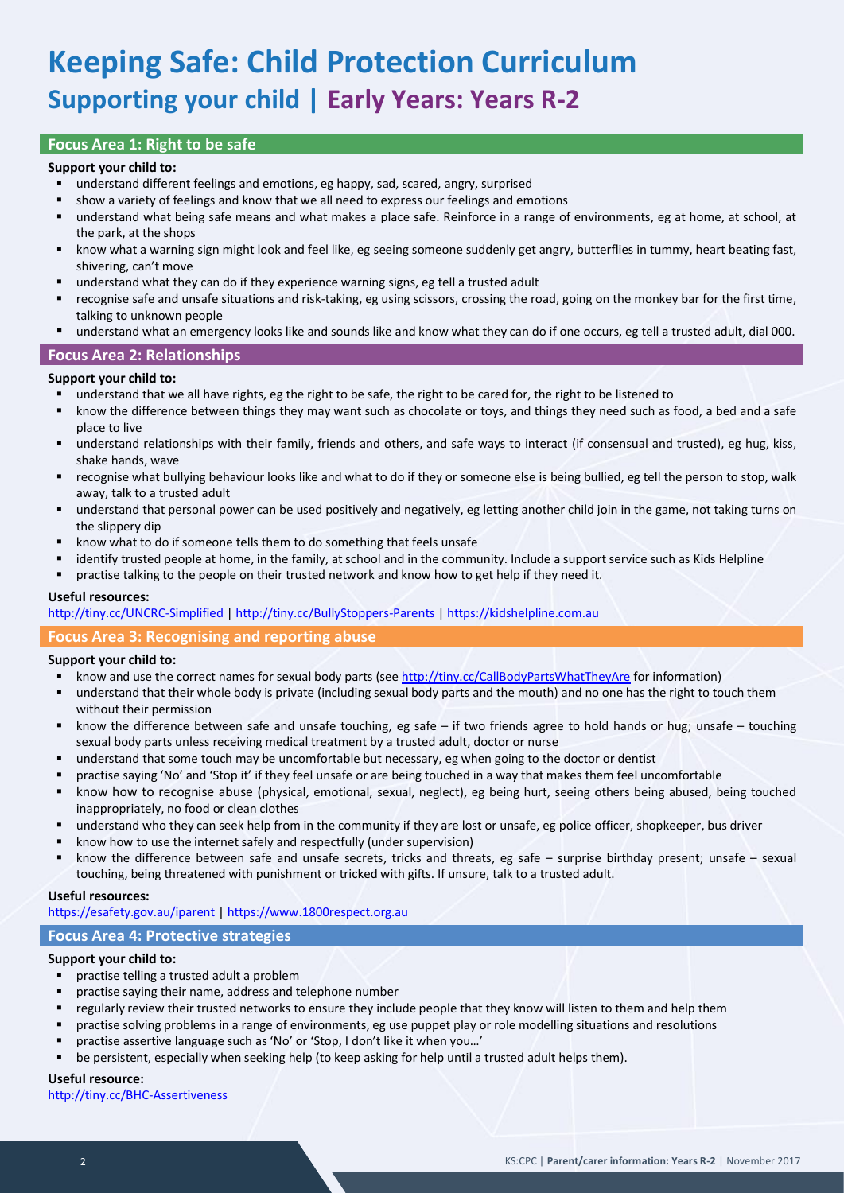# Keeping Safe: Child Protection Curriculum

## Supporting your child | Early Years: Years R-2

### Focus Area 1: Right to be safe

**Support your child to:**

- understand different feelings and emotions, eg happy, sad, scared, angry, surprised
- show a variety of feelings and know that we all need to express our feelings and emotions
- understand what being safe means and what makes a place safe. Reinforce in a range of environments, eg at home, at school, at the park, at the shops
- know what a warning sign might look and feel like, eg seeing someone suddenly get angry, butterflies in tummy, heart beating fast, shivering, can't move
- understand what they can do if they experience warning signs, eg tell a trusted adult
- recognise safe and unsafe situations and risk-taking, eg using scissors, crossing the road, going on the monkey bar for the first time, talking to unknown people
- understand what an emergency looks like and sounds like and know what they can do if one occurs, eg tell a trusted adult, dial 000.

### Focus Area 2: Relationships

**Support your child to:**

- understand that we all have rights, eg the right to be safe, the right to be cared for, the right to be listened to
- know the difference between things they may want such as chocolate or toys, and things they need such as food, a bed and a safe place to live
- understand relationships with their family, friends and others, and safe ways to interact (if consensual and trusted), eg hug, kiss, shake hands, wave
- recognise what bullying behaviour looks like and what to do if they or someone else is being bullied, eg tell the person to stop, walk away, talk to a trusted adult
- understand that personal power can be used positively and negatively, eg letting another child join in the game, not taking turns on the slippery dip
- know what to do if someone tells them to do something that feels unsafe
- identify trusted people at home, in the family, at school and in the community. Include a support service such as Kids Helpline
- practise talking to the people on their trusted network and know how to get help if they need it.

**Useful resources:**

http://tiny.cc/UNCRC-Simplified | http://tiny.cc/BullyStoppers-Parents | https://kidshelpline.com.au

### Focus Area 3: Recognising and reporting abuse

**Support your child to:**

- know and use the correct names for sexual body parts (see http://tiny.cc/CallBodyPartsWhatTheyAre for information)
- understand that their whole body is private (including sexual body parts and the mouth) and no one has the right to touch them without their permission
- know the difference between safe and unsafe touching, eg safe – if two friends agree to hold hands or hug; unsafe – touching sexual body parts unless receiving medical treatment by a trusted adult, doctor or nurse
- understand that some touch may be uncomfortable but necessary, eg when going to the doctor or dentist
- practise saying 'No' and 'Stop it' if they feel unsafe or are being touched in a way that makes them feel uncomfortable
- know how to recognise abuse (physical, emotional, sexual, neglect), eg being hurt, seeing others being abused, being touched inappropriately, no food or clean clothes
- understand who they can seek help from in the community if they are lost or unsafe, eg police officer, shopkeeper, bus driver
- know how to use the internet safely and respectfully (under supervision)
- know the difference between safe and unsafe secrets, tricks and threats, eg safe – surprise birthday present; unsafe – sexual touching, being threatened with punishment or tricked with gifts. If unsure, talk to a trusted adult.

**Useful resources:**

https://esafety.gov.au/iparent | https://www.1800respect.org.au

### Focus Area 4: Protective strategies

**Support your child to:**

- practise telling a trusted adult a problem
- practise saying their name, address and telephone number
- regularly review their trusted networks to ensure they include people that they know will listen to them and help them
- practise solving problems in a range of environments, eg use puppet play or role modelling situations and resolutions
- practise assertive language such as 'No' or 'Stop, I don't like it when you…'
- be persistent, especially when seeking help (to keep asking for help until a trusted adult helps them).

**Useful resource:**

http://tiny.cc/BHC-Assertiveness